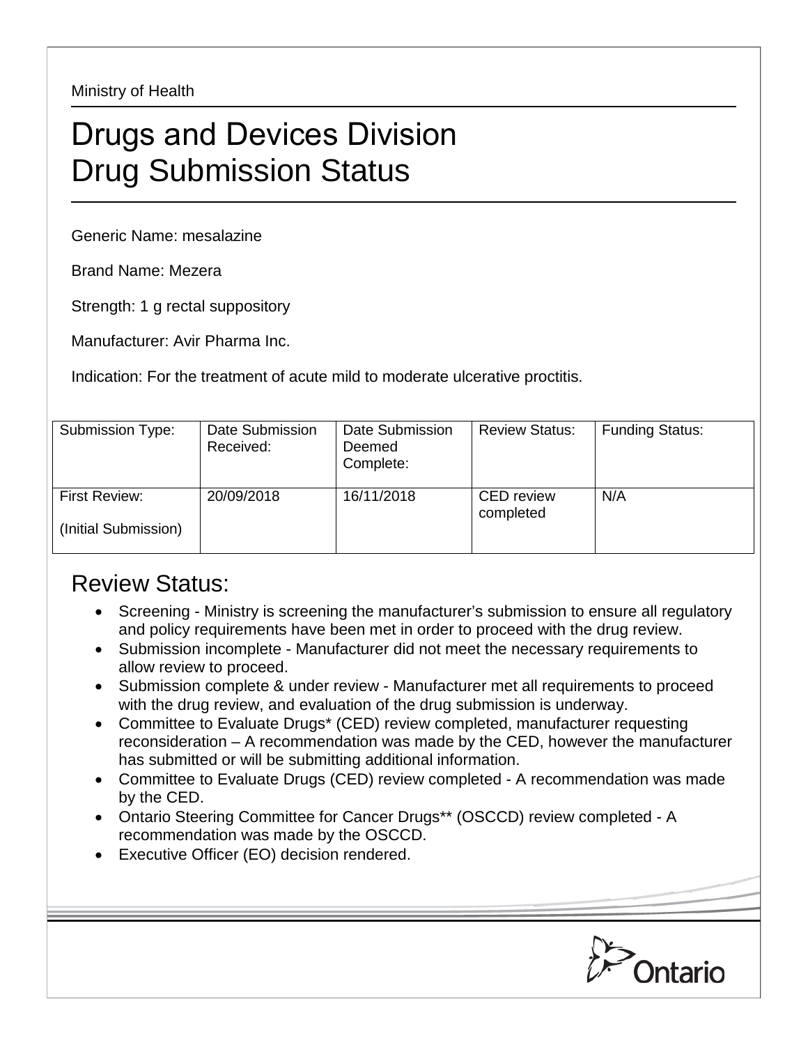Ministry of Health

# Drugs and Devices Division
# Drug Submission Status

Generic Name: mesalazine

Brand Name: Mezera

Strength: 1 g rectal suppository

Manufacturer: Avir Pharma Inc.

Indication: For the treatment of acute mild to moderate ulcerative proctitis.

| Submission Type: | Date Submission Received: | Date Submission Deemed Complete: | Review Status: | Funding Status: |
|---|---|---|---|---|
| First Review: (Initial Submission) | 20/09/2018 | 16/11/2018 | CED review completed | N/A |

## Review Status:

- Screening - Ministry is screening the manufacturer's submission to ensure all regulatory and policy requirements have been met in order to proceed with the drug review.
- Submission incomplete - Manufacturer did not meet the necessary requirements to allow review to proceed.
- Submission complete & under review - Manufacturer met all requirements to proceed with the drug review, and evaluation of the drug submission is underway.
- Committee to Evaluate Drugs* (CED) review completed, manufacturer requesting reconsideration – A recommendation was made by the CED, however the manufacturer has submitted or will be submitting additional information.
- Committee to Evaluate Drugs (CED) review completed - A recommendation was made by the CED.
- Ontario Steering Committee for Cancer Drugs** (OSCCD) review completed - A recommendation was made by the OSCCD.
- Executive Officer (EO) decision rendered.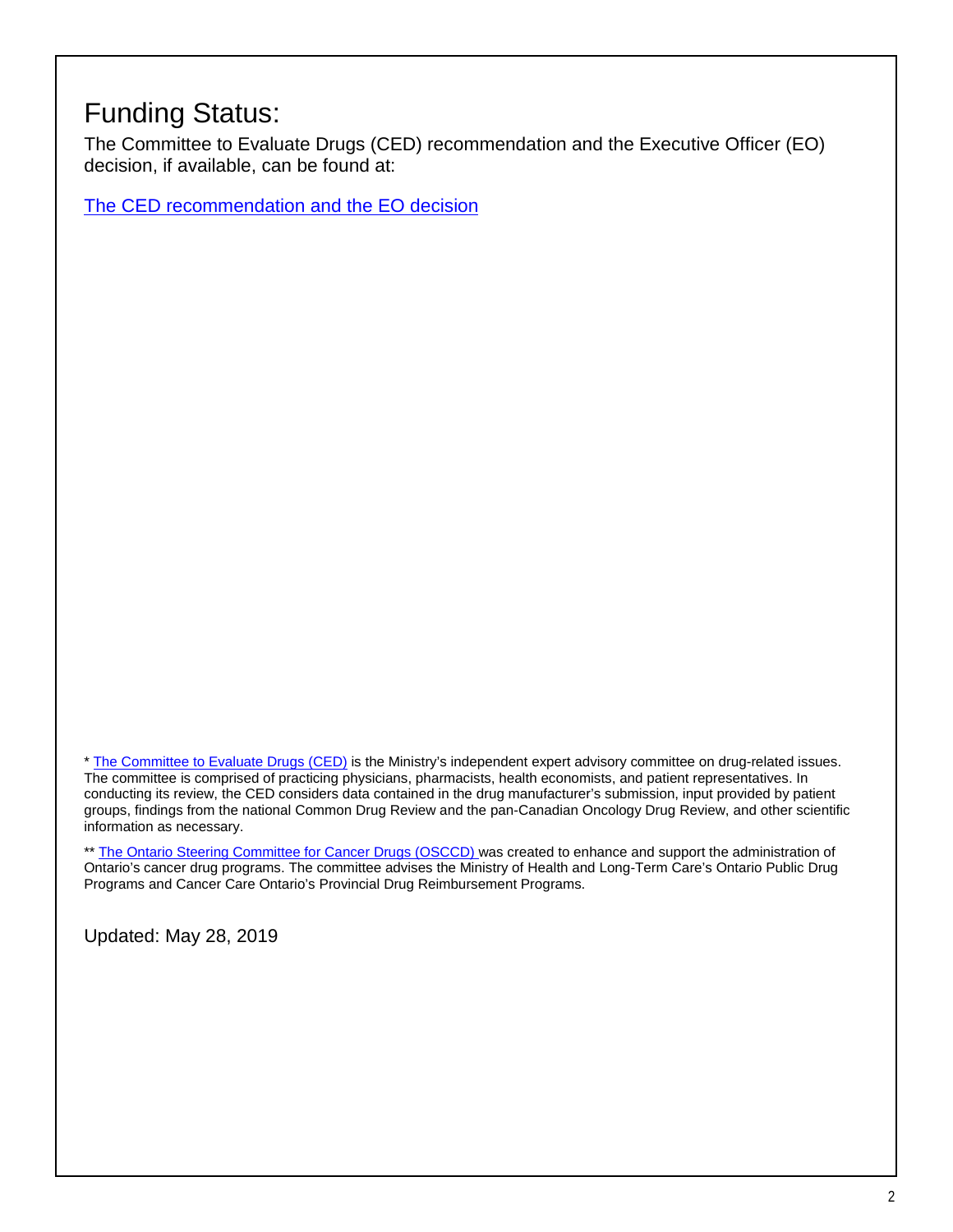## Funding Status:

The Committee to Evaluate Drugs (CED) recommendation and the Executive Officer (EO) decision, if available, can be found at:

The CED recommendation and the EO decision

* The Committee to Evaluate Drugs (CED) is the Ministry's independent expert advisory committee on drug-related issues. The committee is comprised of practicing physicians, pharmacists, health economists, and patient representatives. In conducting its review, the CED considers data contained in the drug manufacturer's submission, input provided by patient groups, findings from the national Common Drug Review and the pan-Canadian Oncology Drug Review, and other scientific information as necessary.

** The Ontario Steering Committee for Cancer Drugs (OSCCD) was created to enhance and support the administration of Ontario's cancer drug programs. The committee advises the Ministry of Health and Long-Term Care's Ontario Public Drug Programs and Cancer Care Ontario's Provincial Drug Reimbursement Programs.

Updated: May 28, 2019